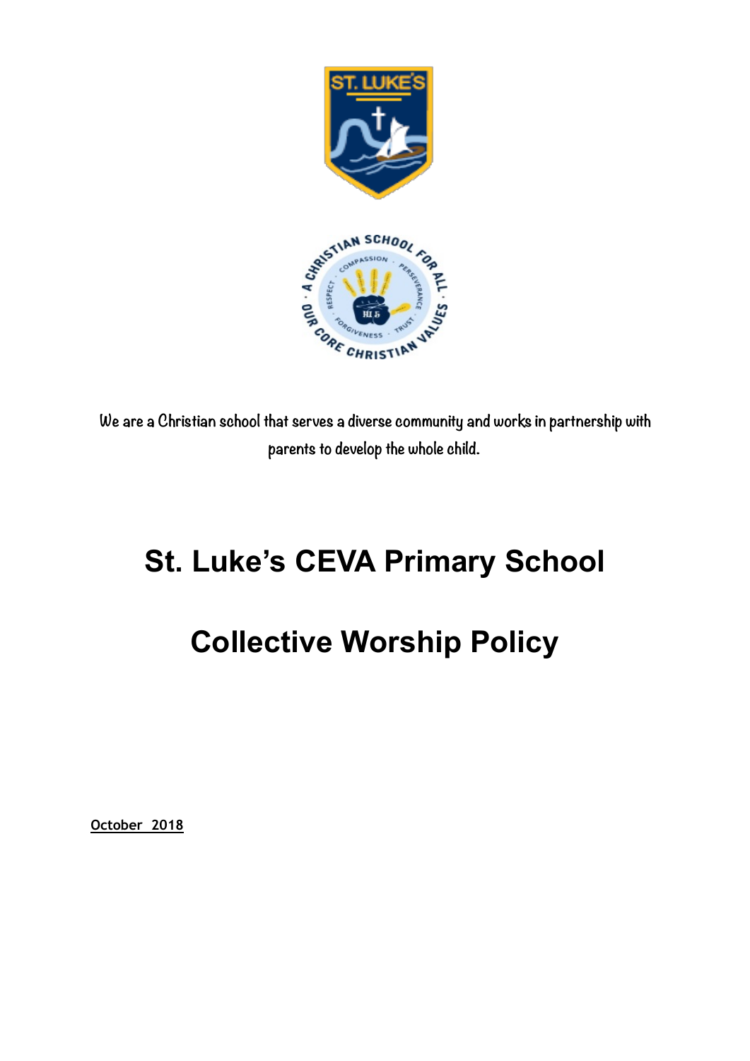We are a Christian school that serves a diverse community and works in partnership with parents to develop the whole child.

# St. Luke's CEVA Primary School

# Collective Worship Policy

**October 2018**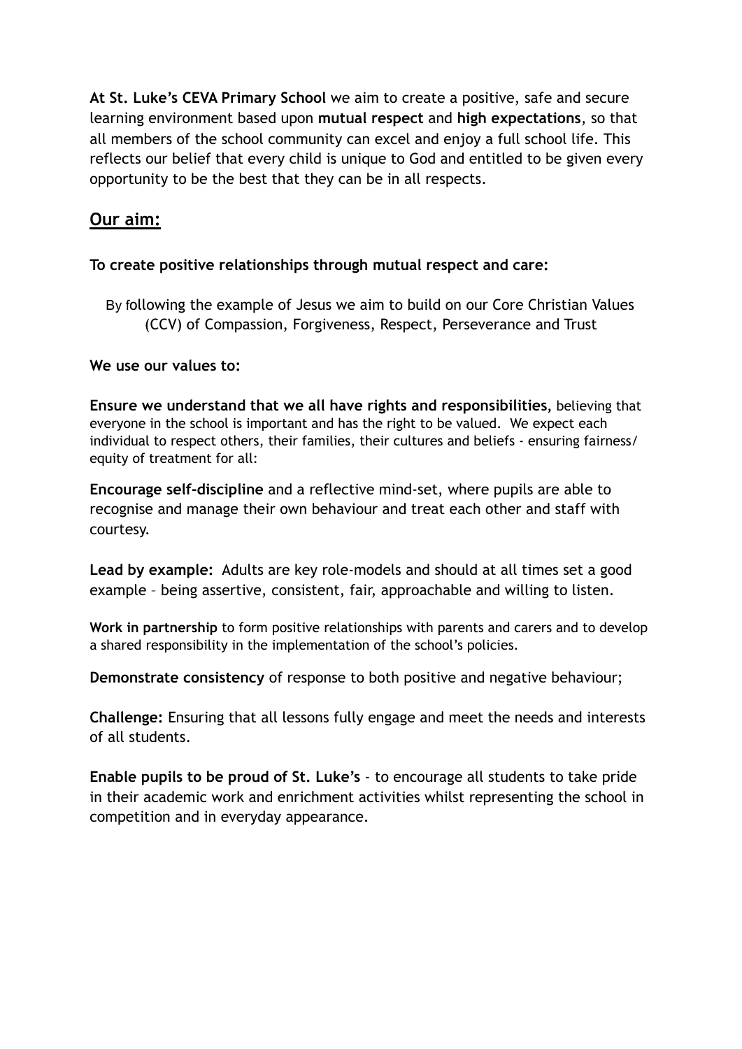**At St. Luke's CEVA Primary School** we aim to create a positive, safe and secure learning environment based upon **mutual respect** and **high expectations**, so that all members of the school community can excel and enjoy a full school life. This reflects our belief that every child is unique to God and entitled to be given every opportunity to be the best that they can be in all respects.

## Our aim:

**To create positive relationships through mutual respect and care:**

By following the example of Jesus we aim to build on our Core Christian Values (CCV) of Compassion, Forgiveness, Respect, Perseverance and Trust

**We use our values to:**

**Ensure we understand that we all have rights and responsibilities**, believing that everyone in the school is important and has the right to be valued. We expect each individual to respect others, their families, their cultures and beliefs - ensuring fairness/ equity of treatment for all:

**Encourage self-discipline** and a reflective mind-set, where pupils are able to recognise and manage their own behaviour and treat each other and staff with courtesy.

**Lead by example:** Adults are key role-models and should at all times set a good example – being assertive, consistent, fair, approachable and willing to listen.

**Work in partnership** to form positive relationships with parents and carers and to develop a shared responsibility in the implementation of the school's policies.

**Demonstrate consistency** of response to both positive and negative behaviour;

**Challenge:** Ensuring that all lessons fully engage and meet the needs and interests of all students.

**Enable pupils to be proud of St. Luke's** - to encourage all students to take pride in their academic work and enrichment activities whilst representing the school in competition and in everyday appearance.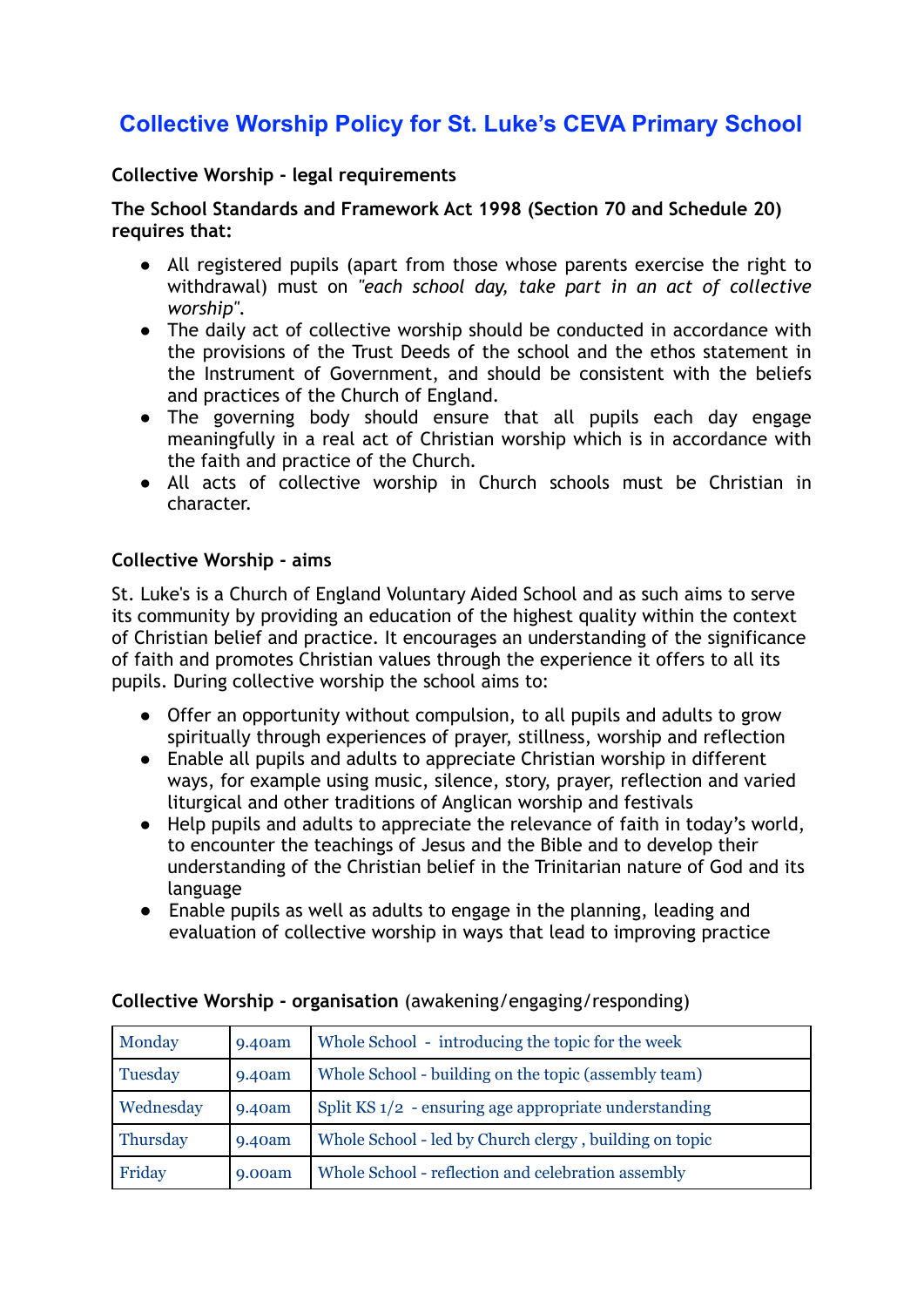# Collective Worship Policy for St. Luke's CEVA Primary School

**Collective Worship - legal requirements**

**The School Standards and Framework Act 1998 (Section 70 and Schedule 20) requires that:**

- All registered pupils (apart from those whose parents exercise the right to withdrawal) must on *"each school day, take part in an act of collective worship"*.
- The daily act of collective worship should be conducted in accordance with the provisions of the Trust Deeds of the school and the ethos statement in the Instrument of Government, and should be consistent with the beliefs and practices of the Church of England.
- The governing body should ensure that all pupils each day engage meaningfully in a real act of Christian worship which is in accordance with the faith and practice of the Church.
- All acts of collective worship in Church schools must be Christian in character.

**Collective Worship - aims**

St. Luke's is a Church of England Voluntary Aided School and as such aims to serve its community by providing an education of the highest quality within the context of Christian belief and practice. It encourages an understanding of the significance of faith and promotes Christian values through the experience it offers to all its pupils. During collective worship the school aims to:

- Offer an opportunity without compulsion, to all pupils and adults to grow spiritually through experiences of prayer, stillness, worship and reflection
- Enable all pupils and adults to appreciate Christian worship in different ways, for example using music, silence, story, prayer, reflection and varied liturgical and other traditions of Anglican worship and festivals
- Help pupils and adults to appreciate the relevance of faith in today's world, to encounter the teachings of Jesus and the Bible and to develop their understanding of the Christian belief in the Trinitarian nature of God and its language
- Enable pupils as well as adults to engage in the planning, leading and evaluation of collective worship in ways that lead to improving practice

**Collective Worship - organisation** (awakening/engaging/responding)

| Monday | 9.40am | Whole School - introducing the topic for the week |
|---|---|---|
| Tuesday | 9.40am | Whole School - building on the topic (assembly team) |
| Wednesday | 9.40am | Split KS 1/2 - ensuring age appropriate understanding |
| Thursday | 9.40am | Whole School - led by Church clergy , building on topic |
| Friday | 9.00am | Whole School - reflection and celebration assembly |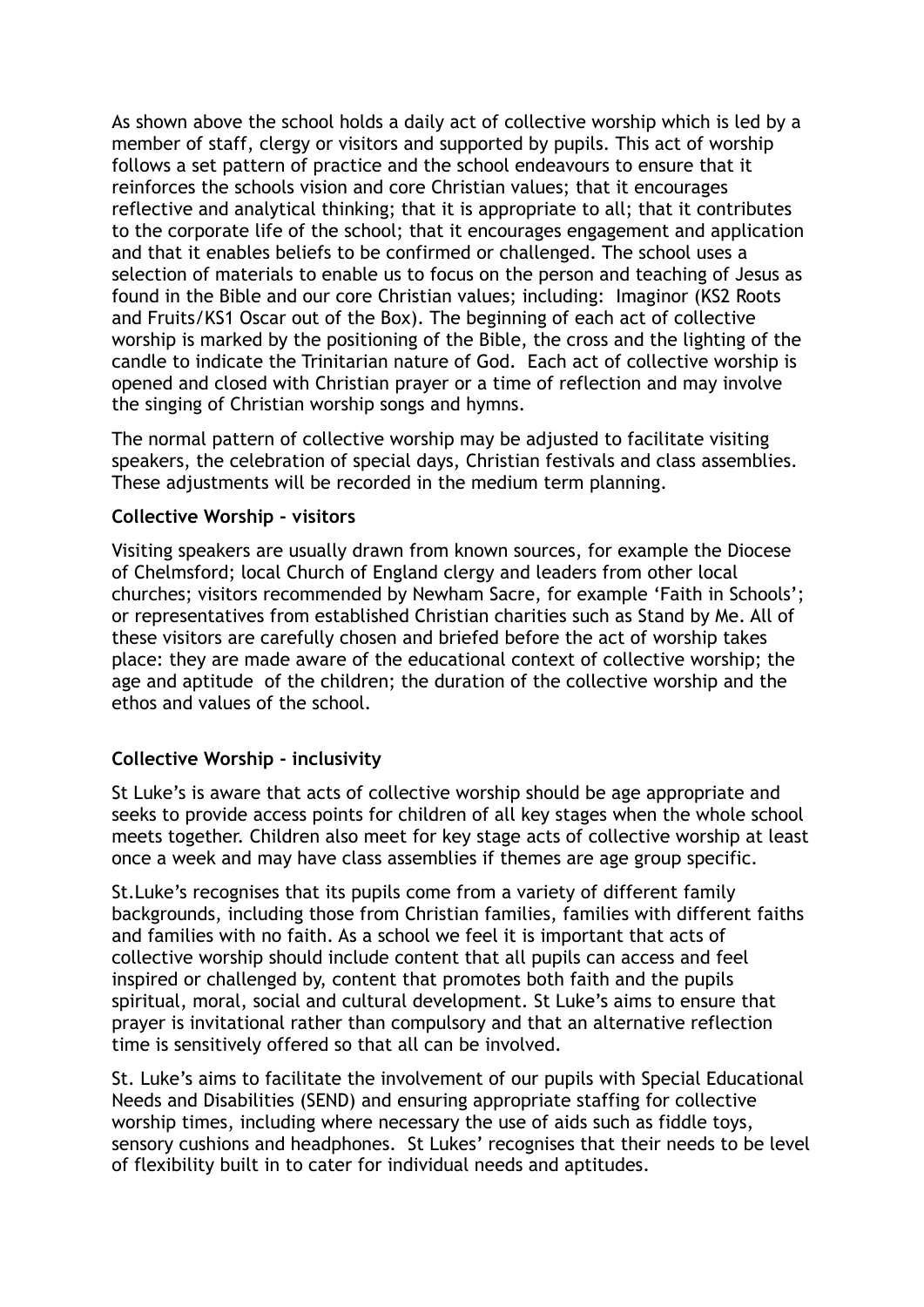As shown above the school holds a daily act of collective worship which is led by a member of staff, clergy or visitors and supported by pupils. This act of worship follows a set pattern of practice and the school endeavours to ensure that it reinforces the schools vision and core Christian values; that it encourages reflective and analytical thinking; that it is appropriate to all; that it contributes to the corporate life of the school; that it encourages engagement and application and that it enables beliefs to be confirmed or challenged. The school uses a selection of materials to enable us to focus on the person and teaching of Jesus as found in the Bible and our core Christian values; including: Imaginor (KS2 Roots and Fruits/KS1 Oscar out of the Box). The beginning of each act of collective worship is marked by the positioning of the Bible, the cross and the lighting of the candle to indicate the Trinitarian nature of God. Each act of collective worship is opened and closed with Christian prayer or a time of reflection and may involve the singing of Christian worship songs and hymns.

The normal pattern of collective worship may be adjusted to facilitate visiting speakers, the celebration of special days, Christian festivals and class assemblies. These adjustments will be recorded in the medium term planning.

**Collective Worship - visitors**

Visiting speakers are usually drawn from known sources, for example the Diocese of Chelmsford; local Church of England clergy and leaders from other local churches; visitors recommended by Newham Sacre, for example 'Faith in Schools'; or representatives from established Christian charities such as Stand by Me. All of these visitors are carefully chosen and briefed before the act of worship takes place: they are made aware of the educational context of collective worship; the age and aptitude of the children; the duration of the collective worship and the ethos and values of the school.

**Collective Worship - inclusivity**

St Luke's is aware that acts of collective worship should be age appropriate and seeks to provide access points for children of all key stages when the whole school meets together. Children also meet for key stage acts of collective worship at least once a week and may have class assemblies if themes are age group specific.

St.Luke's recognises that its pupils come from a variety of different family backgrounds, including those from Christian families, families with different faiths and families with no faith. As a school we feel it is important that acts of collective worship should include content that all pupils can access and feel inspired or challenged by, content that promotes both faith and the pupils spiritual, moral, social and cultural development. St Luke's aims to ensure that prayer is invitational rather than compulsory and that an alternative reflection time is sensitively offered so that all can be involved.

St. Luke's aims to facilitate the involvement of our pupils with Special Educational Needs and Disabilities (SEND) and ensuring appropriate staffing for collective worship times, including where necessary the use of aids such as fiddle toys, sensory cushions and headphones. St Lukes' recognises that their needs to be level of flexibility built in to cater for individual needs and aptitudes.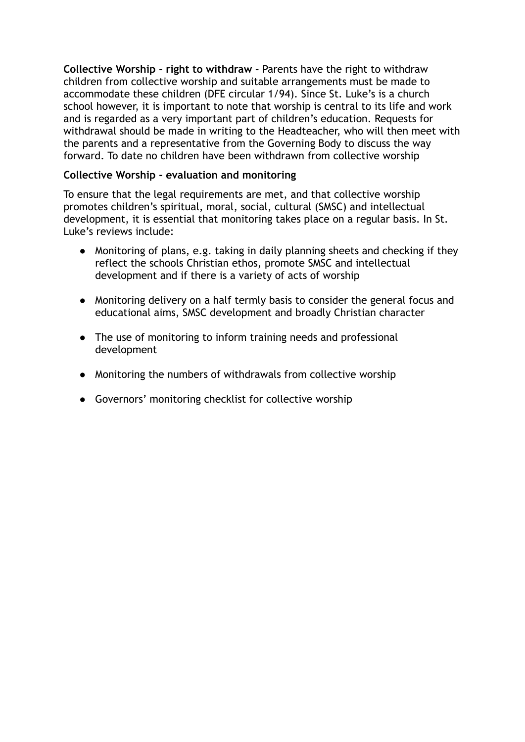**Collective Worship - right to withdraw -** Parents have the right to withdraw children from collective worship and suitable arrangements must be made to accommodate these children (DFE circular 1/94). Since St. Luke's is a church school however, it is important to note that worship is central to its life and work and is regarded as a very important part of children's education. Requests for withdrawal should be made in writing to the Headteacher, who will then meet with the parents and a representative from the Governing Body to discuss the way forward. To date no children have been withdrawn from collective worship

**Collective Worship - evaluation and monitoring**

To ensure that the legal requirements are met, and that collective worship promotes children's spiritual, moral, social, cultural (SMSC) and intellectual development, it is essential that monitoring takes place on a regular basis. In St. Luke's reviews include:

- Monitoring of plans, e.g. taking in daily planning sheets and checking if they reflect the schools Christian ethos, promote SMSC and intellectual development and if there is a variety of acts of worship
- Monitoring delivery on a half termly basis to consider the general focus and educational aims, SMSC development and broadly Christian character
- The use of monitoring to inform training needs and professional development
- Monitoring the numbers of withdrawals from collective worship
- Governors' monitoring checklist for collective worship